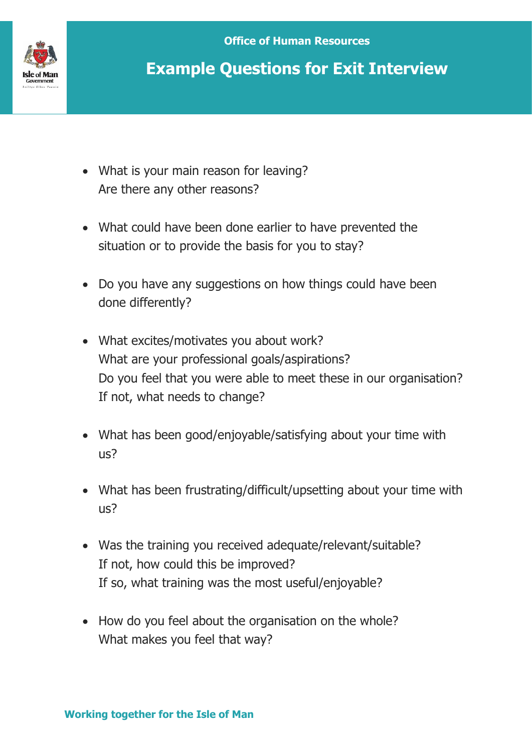**Office of Human Resources**

# Example Questions for Exit Interview

- What is your main reason for leaving?
  Are there any other reasons?

- What could have been done earlier to have prevented the situation or to provide the basis for you to stay?

- Do you have any suggestions on how things could have been done differently?

- What excites/motivates you about work?
  What are your professional goals/aspirations?
  Do you feel that you were able to meet these in our organisation?
  If not, what needs to change?

- What has been good/enjoyable/satisfying about your time with us?

- What has been frustrating/difficult/upsetting about your time with us?

- Was the training you received adequate/relevant/suitable?
  If not, how could this be improved?
  If so, what training was the most useful/enjoyable?

- How do you feel about the organisation on the whole?
  What makes you feel that way?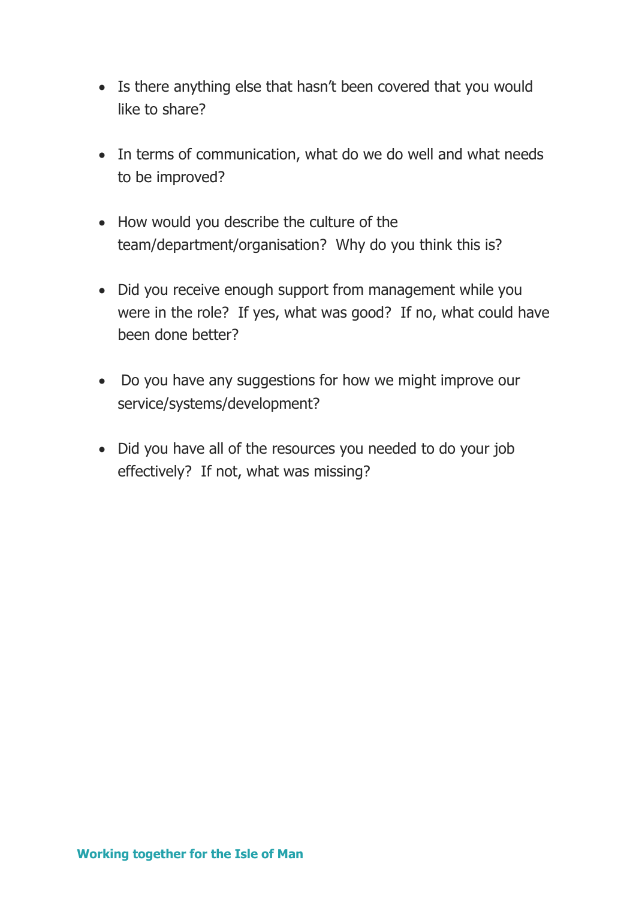- Is there anything else that hasn't been covered that you would like to share?

- In terms of communication, what do we do well and what needs to be improved?

- How would you describe the culture of the team/department/organisation? Why do you think this is?

- Did you receive enough support from management while you were in the role? If yes, what was good? If no, what could have been done better?

- Do you have any suggestions for how we might improve our service/systems/development?

- Did you have all of the resources you needed to do your job effectively? If not, what was missing?